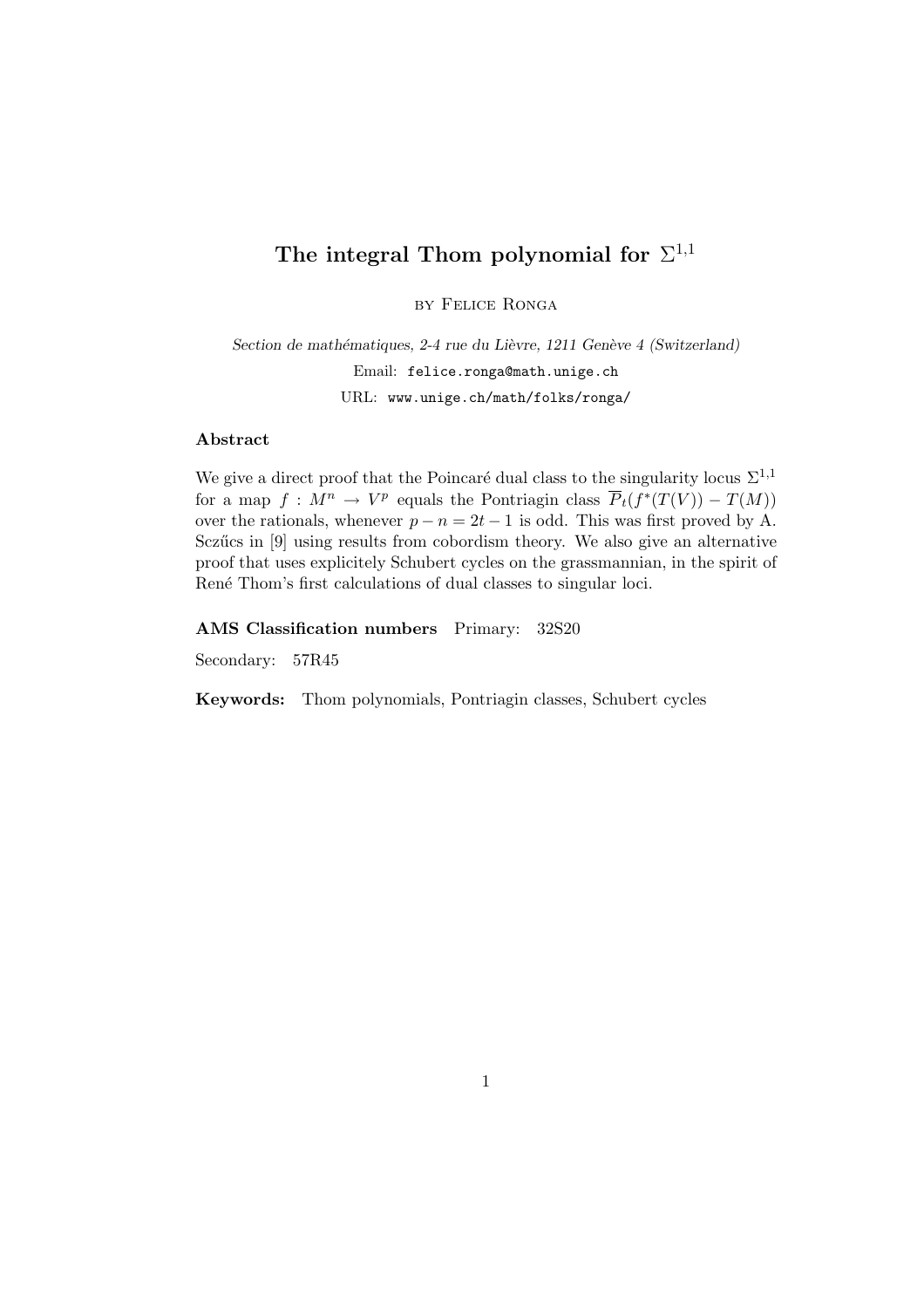# The integral Thom polynomial for $\Sigma^{1,1}$

by Felice Ronga

*Section de mathématiques, 2-4 rue du Lièvre, 1211 Genève 4 (Switzerland)*

Email: `felice.ronga@math.unige.ch`

URL: `www.unige.ch/math/folks/ronga/`

### Abstract

We give a direct proof that the Poincaré dual class to the singularity locus $\Sigma^{1,1}$ for a map $f : M^n \to V^p$ equals the Pontriagin class $\overline{P}_t(f^*(T(V)) - T(M))$ over the rationals, whenever $p - n = 2t - 1$ is odd. This was first proved by A. Sczűcs in [9] using results from cobordism theory. We also give an alternative proof that uses explicitely Schubert cycles on the grassmannian, in the spirit of René Thom's first calculations of dual classes to singular loci.

**AMS Classification numbers** Primary: 32S20

Secondary: 57R45

**Keywords:** Thom polynomials, Pontriagin classes, Schubert cycles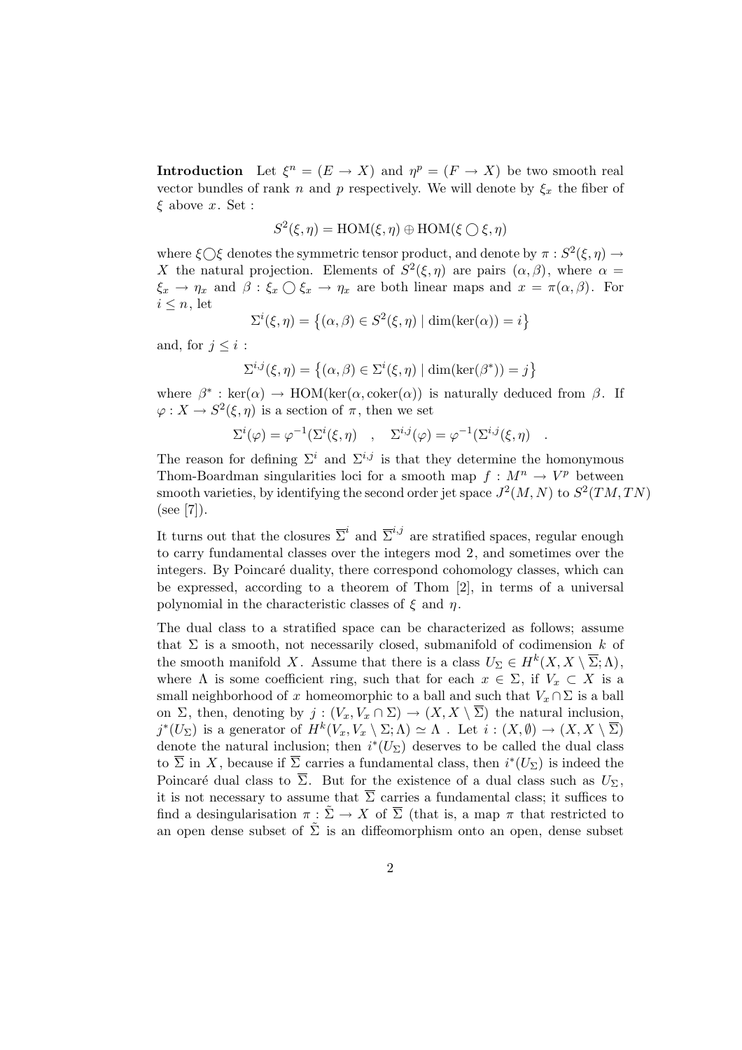**Introduction** Let $\xi^n = (E \to X)$ and $\eta^p = (F \to X)$ be two smooth real vector bundles of rank $n$ and $p$ respectively. We will denote by $\xi_x$ the fiber of $\xi$ above $x$. Set :

$$S^2(\xi, \eta) = \mathrm{HOM}(\xi, \eta) \oplus \mathrm{HOM}(\xi \bigcirc \xi, \eta)$$

where $\xi \bigcirc \xi$ denotes the symmetric tensor product, and denote by $\pi : S^2(\xi, \eta) \to X$ the natural projection. Elements of $S^2(\xi, \eta)$ are pairs $(\alpha, \beta)$, where $\alpha = \xi_x \to \eta_x$ and $\beta : \xi_x \bigcirc \xi_x \to \eta_x$ are both linear maps and $x = \pi(\alpha, \beta)$. For $i \leq n$, let

$$\Sigma^i(\xi, \eta) = \left\{(\alpha, \beta) \in S^2(\xi, \eta) \mid \dim(\ker(\alpha)) = i\right\}$$

and, for $j \leq i$ :

$$\Sigma^{i,j}(\xi, \eta) = \left\{(\alpha, \beta) \in \Sigma^i(\xi, \eta) \mid \dim(\ker(\beta^*)) = j\right\}$$

where $\beta^* : \ker(\alpha) \to \mathrm{HOM}(\ker(\alpha, \mathrm{coker}(\alpha))$ is naturally deduced from $\beta$. If $\varphi : X \to S^2(\xi, \eta)$ is a section of $\pi$, then we set

$$\Sigma^i(\varphi) = \varphi^{-1}(\Sigma^i(\xi, \eta) \quad , \quad \Sigma^{i,j}(\varphi) = \varphi^{-1}(\Sigma^{i,j}(\xi, \eta) \quad .$$

The reason for defining $\Sigma^i$ and $\Sigma^{i,j}$ is that they determine the homonymous Thom-Boardman singularities loci for a smooth map $f : M^n \to V^p$ between smooth varieties, by identifying the second order jet space $J^2(M, N)$ to $S^2(TM, TN)$ (see [7]).

It turns out that the closures $\overline{\Sigma}^i$ and $\overline{\Sigma}^{i,j}$ are stratified spaces, regular enough to carry fundamental classes over the integers mod 2, and sometimes over the integers. By Poincaré duality, there correspond cohomology classes, which can be expressed, according to a theorem of Thom [2], in terms of a universal polynomial in the characteristic classes of $\xi$ and $\eta$.

The dual class to a stratified space can be characterized as follows; assume that $\Sigma$ is a smooth, not necessarily closed, submanifold of codimension $k$ of the smooth manifold $X$. Assume that there is a class $U_\Sigma \in H^k(X, X \setminus \overline{\Sigma}; \Lambda)$, where $\Lambda$ is some coefficient ring, such that for each $x \in \Sigma$, if $V_x \subset X$ is a small neighborhood of $x$ homeomorphic to a ball and such that $V_x \cap \Sigma$ is a ball on $\Sigma$, then, denoting by $j : (V_x, V_x \cap \Sigma) \to (X, X \setminus \overline{\Sigma})$ the natural inclusion, $j^*(U_\Sigma)$ is a generator of $H^k(V_x, V_x \setminus \Sigma; \Lambda) \simeq \Lambda$ . Let $i : (X, \emptyset) \to (X, X \setminus \overline{\Sigma})$ denote the natural inclusion; then $i^*(U_\Sigma)$ deserves to be called the dual class to $\overline{\Sigma}$ in $X$, because if $\overline{\Sigma}$ carries a fundamental class, then $i^*(U_\Sigma)$ is indeed the Poincaré dual class to $\overline{\Sigma}$. But for the existence of a dual class such as $U_\Sigma$, it is not necessary to assume that $\overline{\Sigma}$ carries a fundamental class; it suffices to find a desingularisation $\pi : \tilde{\Sigma} \to X$ of $\overline{\Sigma}$ (that is, a map $\pi$ that restricted to an open dense subset of $\tilde{\Sigma}$ is an diffeomorphism onto an open, dense subset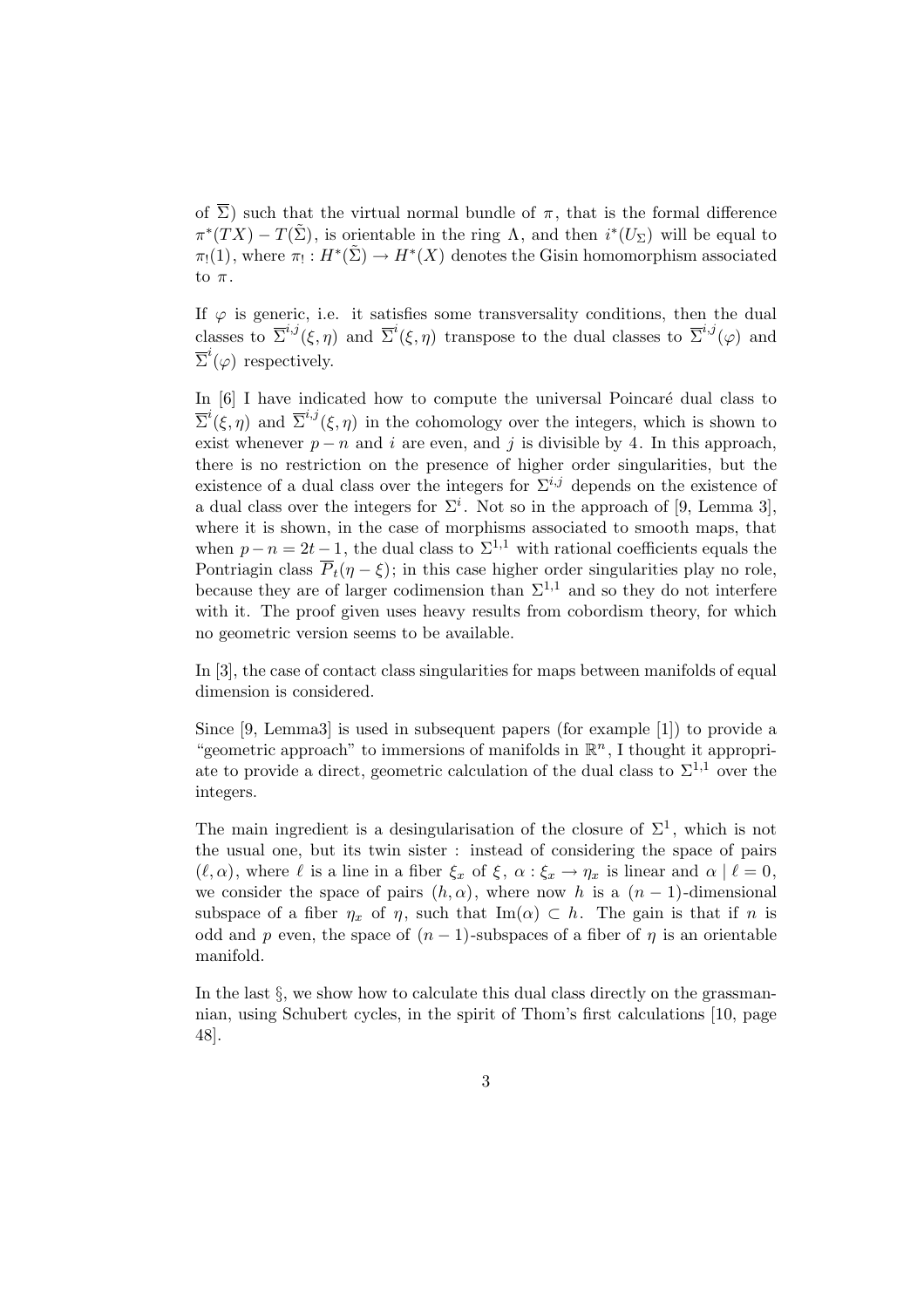of $\overline{\Sigma}$) such that the virtual normal bundle of $\pi$, that is the formal difference $\pi^*(TX) - T(\tilde{\Sigma})$, is orientable in the ring $\Lambda$, and then $i^*(U_\Sigma)$ will be equal to $\pi_!(1)$, where $\pi_! : H^*(\tilde{\Sigma}) \to H^*(X)$ denotes the Gisin homomorphism associated to $\pi$.

If $\varphi$ is generic, i.e. it satisfies some transversality conditions, then the dual classes to $\overline{\Sigma}^{i,j}(\xi,\eta)$ and $\overline{\Sigma}^{i}(\xi,\eta)$ transpose to the dual classes to $\overline{\Sigma}^{i,j}(\varphi)$ and $\overline{\Sigma}^{i}(\varphi)$ respectively.

In [6] I have indicated how to compute the universal Poincaré dual class to $\overline{\Sigma}^{i}(\xi,\eta)$ and $\overline{\Sigma}^{i,j}(\xi,\eta)$ in the cohomology over the integers, which is shown to exist whenever $p-n$ and $i$ are even, and $j$ is divisible by 4. In this approach, there is no restriction on the presence of higher order singularities, but the existence of a dual class over the integers for $\Sigma^{i,j}$ depends on the existence of a dual class over the integers for $\Sigma^i$. Not so in the approach of [9, Lemma 3], where it is shown, in the case of morphisms associated to smooth maps, that when $p-n = 2t-1$, the dual class to $\Sigma^{1,1}$ with rational coefficients equals the Pontriagin class $\overline{P}_t(\eta - \xi)$; in this case higher order singularities play no role, because they are of larger codimension than $\Sigma^{1,1}$ and so they do not interfere with it. The proof given uses heavy results from cobordism theory, for which no geometric version seems to be available.

In [3], the case of contact class singularities for maps between manifolds of equal dimension is considered.

Since [9, Lemma3] is used in subsequent papers (for example [1]) to provide a "geometric approach" to immersions of manifolds in $\mathbb{R}^n$, I thought it appropriate to provide a direct, geometric calculation of the dual class to $\Sigma^{1,1}$ over the integers.

The main ingredient is a desingularisation of the closure of $\Sigma^1$, which is not the usual one, but its twin sister : instead of considering the space of pairs $(\ell, \alpha)$, where $\ell$ is a line in a fiber $\xi_x$ of $\xi$, $\alpha : \xi_x \to \eta_x$ is linear and $\alpha \mid \ell = 0$, we consider the space of pairs $(h, \alpha)$, where now $h$ is a $(n-1)$-dimensional subspace of a fiber $\eta_x$ of $\eta$, such that $\mathrm{Im}(\alpha) \subset h$. The gain is that if $n$ is odd and $p$ even, the space of $(n-1)$-subspaces of a fiber of $\eta$ is an orientable manifold.

In the last §, we show how to calculate this dual class directly on the grassmannian, using Schubert cycles, in the spirit of Thom's first calculations [10, page 48].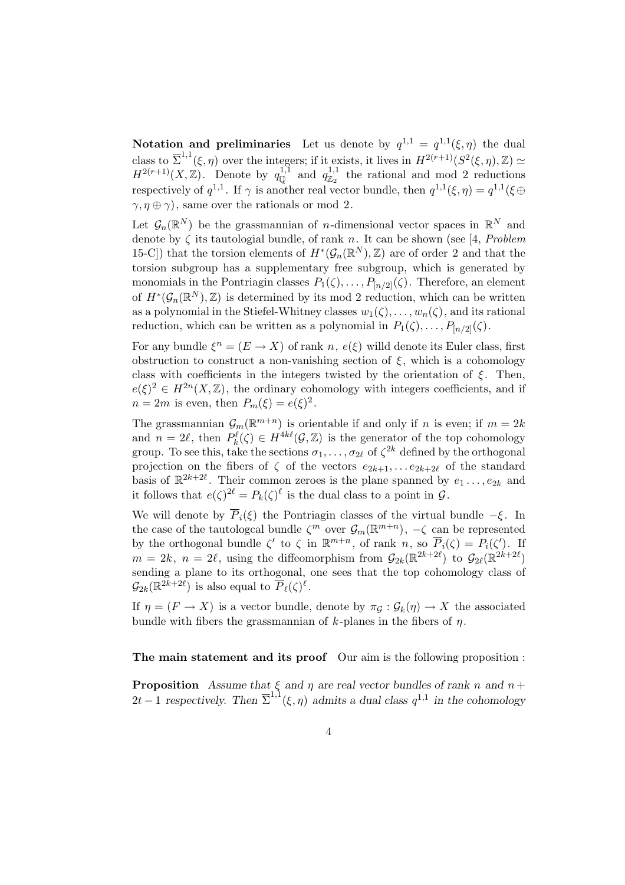**Notation and preliminaries** Let us denote by $q^{1,1} = q^{1,1}(\xi, \eta)$ the dual class to $\overline{\Sigma}^{1,1}(\xi, \eta)$ over the integers; if it exists, it lives in $H^{2(r+1)}(S^2(\xi, \eta), \mathbb{Z}) \simeq H^{2(r+1)}(X, \mathbb{Z})$. Denote by $q^{1,1}_{\mathbb{Q}}$ and $q^{1,1}_{\mathbb{Z}_2}$ the rational and mod 2 reductions respectively of $q^{1,1}$. If $\gamma$ is another real vector bundle, then $q^{1,1}(\xi, \eta) = q^{1,1}(\xi \oplus \gamma, \eta \oplus \gamma)$, same over the rationals or mod 2.

Let $\mathcal{G}_n(\mathbb{R}^N)$ be the grassmannian of $n$-dimensional vector spaces in $\mathbb{R}^N$ and denote by $\zeta$ its tautologial bundle, of rank $n$. It can be shown (see [4, *Problem* 15-C]) that the torsion elements of $H^*(\mathcal{G}_n(\mathbb{R}^N), \mathbb{Z})$ are of order 2 and that the torsion subgroup has a supplementary free subgroup, which is generated by monomials in the Pontriagin classes $P_1(\zeta), \dots, P_{[n/2]}(\zeta)$. Therefore, an element of $H^*(\mathcal{G}_n(\mathbb{R}^N), \mathbb{Z})$ is determined by its mod 2 reduction, which can be written as a polynomial in the Stiefel-Whitney classes $w_1(\zeta), \dots, w_n(\zeta)$, and its rational reduction, which can be written as a polynomial in $P_1(\zeta), \dots, P_{[n/2]}(\zeta)$.

For any bundle $\xi^n = (E \to X)$ of rank $n$, $e(\xi)$ willd denote its Euler class, first obstruction to construct a non-vanishing section of $\xi$, which is a cohomology class with coefficients in the integers twisted by the orientation of $\xi$. Then, $e(\xi)^2 \in H^{2n}(X, \mathbb{Z})$, the ordinary cohomology with integers coefficients, and if $n = 2m$ is even, then $P_m(\xi) = e(\xi)^2$.

The grassmannian $\mathcal{G}_m(\mathbb{R}^{m+n})$ is orientable if and only if $n$ is even; if $m = 2k$ and $n = 2\ell$, then $P_k^{\ell}(\zeta) \in H^{4k\ell}(\mathcal{G}, \mathbb{Z})$ is the generator of the top cohomology group. To see this, take the sections $\sigma_1, \dots, \sigma_{2\ell}$ of $\zeta^{2k}$ defined by the orthogonal projection on the fibers of $\zeta$ of the vectors $e_{2k+1}, \dots e_{2k+2\ell}$ of the standard basis of $\mathbb{R}^{2k+2\ell}$. Their common zeroes is the plane spanned by $e_1 \dots, e_{2k}$ and it follows that $e(\zeta)^{2\ell} = P_k(\zeta)^{\ell}$ is the dual class to a point in $\mathcal{G}$.

We will denote by $\overline{P}_i(\xi)$ the Pontriagin classes of the virtual bundle $-\xi$. In the case of the tautologcal bundle $\zeta^m$ over $\mathcal{G}_m(\mathbb{R}^{m+n})$, $-\zeta$ can be represented by the orthogonal bundle $\zeta'$ to $\zeta$ in $\mathbb{R}^{m+n}$, of rank $n$, so $\overline{P}_i(\zeta) = P_i(\zeta')$. If $m = 2k$, $n = 2\ell$, using the diffeomorphism from $\mathcal{G}_{2k}(\mathbb{R}^{2k+2\ell})$ to $\mathcal{G}_{2\ell}(\mathbb{R}^{2k+2\ell})$ sending a plane to its orthogonal, one sees that the top cohomology class of $\mathcal{G}_{2k}(\mathbb{R}^{2k+2\ell})$ is also equal to $\overline{P}_{\ell}(\zeta)^{\ell}$.

If $\eta = (F \to X)$ is a vector bundle, denote by $\pi_{\mathcal{G}} : \mathcal{G}_k(\eta) \to X$ the associated bundle with fibers the grassmannian of $k$-planes in the fibers of $\eta$.

**The main statement and its proof** Our aim is the following proposition :

**Proposition** *Assume that $\xi$ and $\eta$ are real vector bundles of rank $n$ and $n + 2t - 1$ respectively. Then $\overline{\Sigma}^{1,1}(\xi, \eta)$ admits a dual class $q^{1,1}$ in the cohomology*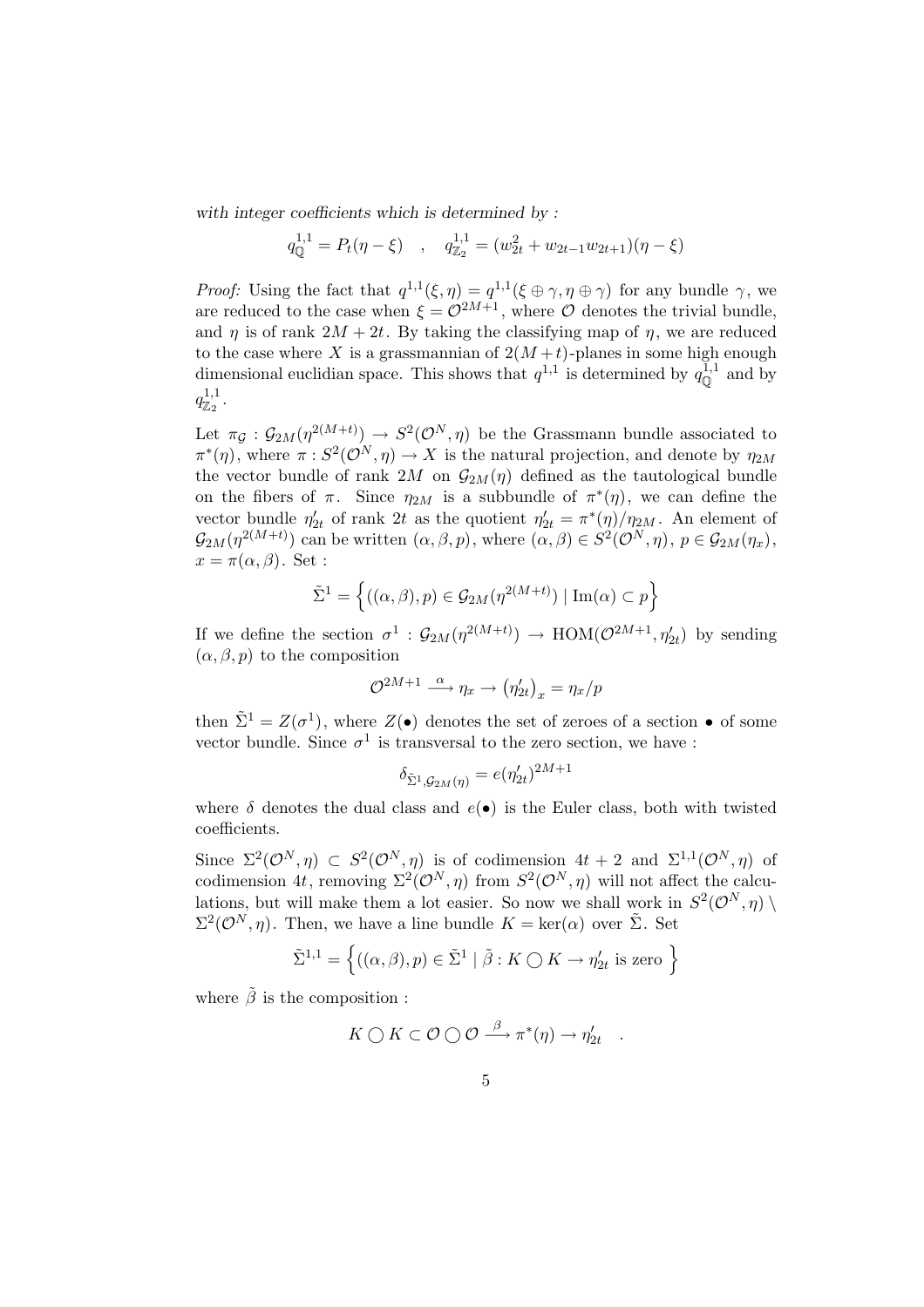*with integer coefficients which is determined by :*

$$q^{1,1}_{\mathbb{Q}} = P_t(\eta - \xi) \quad , \quad q^{1,1}_{\mathbb{Z}_2} = (w_{2t}^2 + w_{2t-1}w_{2t+1})(\eta - \xi)$$

*Proof:* Using the fact that $q^{1,1}(\xi, \eta) = q^{1,1}(\xi \oplus \gamma, \eta \oplus \gamma)$ for any bundle $\gamma$, we are reduced to the case when $\xi = \mathcal{O}^{2M+1}$, where $\mathcal{O}$ denotes the trivial bundle, and $\eta$ is of rank $2M + 2t$. By taking the classifying map of $\eta$, we are reduced to the case where $X$ is a grassmannian of $2(M+t)$-planes in some high enough dimensional euclidian space. This shows that $q^{1,1}$ is determined by $q^{1,1}_{\mathbb{Q}}$ and by $q^{1,1}_{\mathbb{Z}_2}$.

Let $\pi_{\mathcal{G}} : \mathcal{G}_{2M}(\eta^{2(M+t)}) \to S^2(\mathcal{O}^N, \eta)$ be the Grassmann bundle associated to $\pi^*(\eta)$, where $\pi : S^2(\mathcal{O}^N, \eta) \to X$ is the natural projection, and denote by $\eta_{2M}$ the vector bundle of rank $2M$ on $\mathcal{G}_{2M}(\eta)$ defined as the tautological bundle on the fibers of $\pi$. Since $\eta_{2M}$ is a subbundle of $\pi^*(\eta)$, we can define the vector bundle $\eta'_{2t}$ of rank $2t$ as the quotient $\eta'_{2t} = \pi^*(\eta)/\eta_{2M}$. An element of $\mathcal{G}_{2M}(\eta^{2(M+t)})$ can be written $(\alpha, \beta, p)$, where $(\alpha, \beta) \in S^2(\mathcal{O}^N, \eta)$, $p \in \mathcal{G}_{2M}(\eta_x)$, $x = \pi(\alpha, \beta)$. Set :

$$\tilde{\Sigma}^1 = \left\{ ((\alpha, \beta), p) \in \mathcal{G}_{2M}(\eta^{2(M+t)}) \mid \mathrm{Im}(\alpha) \subset p \right\}$$

If we define the section $\sigma^1 : \mathcal{G}_{2M}(\eta^{2(M+t)}) \to \mathrm{HOM}(\mathcal{O}^{2M+1}, \eta'_{2t})$ by sending $(\alpha, \beta, p)$ to the composition

$$\mathcal{O}^{2M+1} \xrightarrow{\alpha} \eta_x \to \left(\eta'_{2t}\right)_x = \eta_x / p$$

then $\tilde{\Sigma}^1 = Z(\sigma^1)$, where $Z(\bullet)$ denotes the set of zeroes of a section $\bullet$ of some vector bundle. Since $\sigma^1$ is transversal to the zero section, we have :

$$\delta_{\tilde{\Sigma}^1, \mathcal{G}_{2M}(\eta)} = e(\eta'_{2t})^{2M+1}$$

where $\delta$ denotes the dual class and $e(\bullet)$ is the Euler class, both with twisted coefficients.

Since $\Sigma^2(\mathcal{O}^N, \eta) \subset S^2(\mathcal{O}^N, \eta)$ is of codimension $4t + 2$ and $\Sigma^{1,1}(\mathcal{O}^N, \eta)$ of codimension $4t$, removing $\Sigma^2(\mathcal{O}^N, \eta)$ from $S^2(\mathcal{O}^N, \eta)$ will not affect the calculations, but will make them a lot easier. So now we shall work in $S^2(\mathcal{O}^N, \eta) \setminus \Sigma^2(\mathcal{O}^N, \eta)$. Then, we have a line bundle $K = \ker(\alpha)$ over $\tilde{\Sigma}$. Set

$$\tilde{\Sigma}^{1,1} = \left\{ ((\alpha, \beta), p) \in \tilde{\Sigma}^1 \mid \tilde{\beta} : K \bigcirc K \to \eta'_{2t} \text{ is zero } \right\}$$

where $\tilde{\beta}$ is the composition :

$$K \bigcirc K \subset \mathcal{O} \bigcirc \mathcal{O} \xrightarrow{\beta} \pi^*(\eta) \to \eta'_{2t} \quad .$$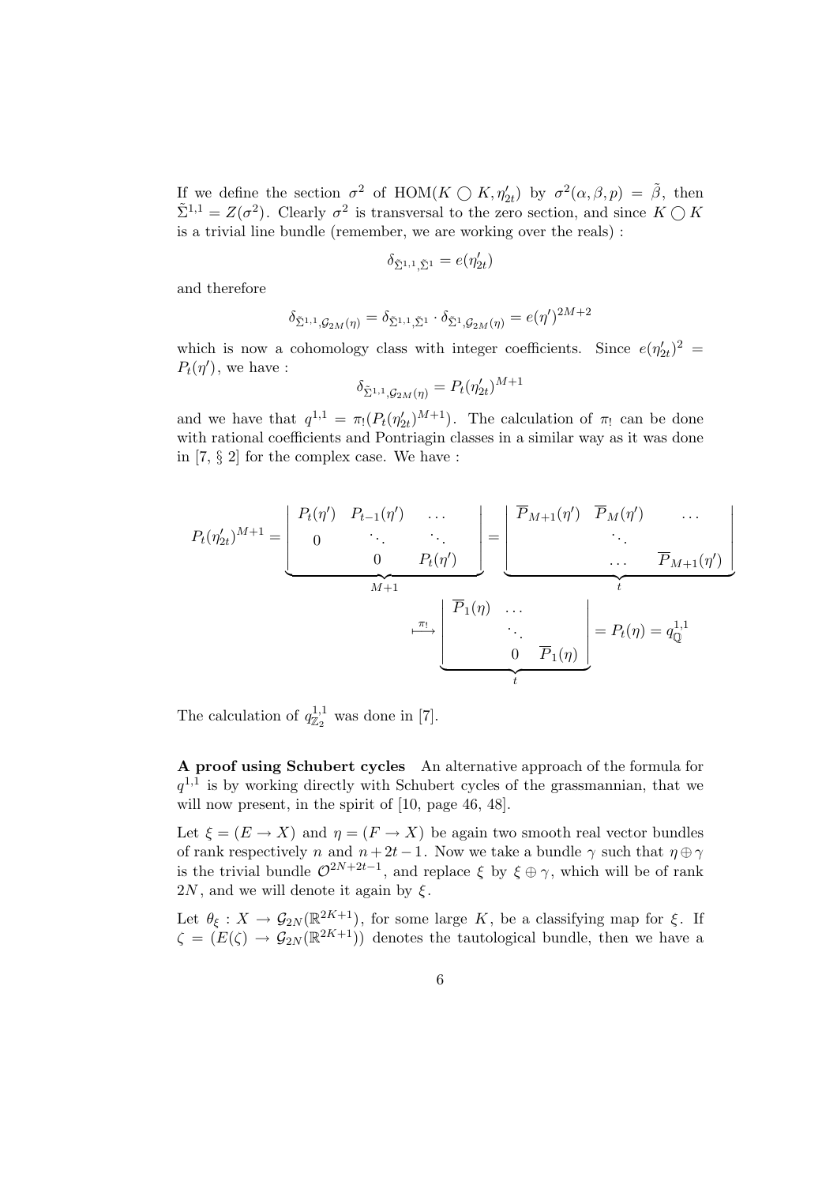If we define the section $\sigma^2$ of $\mathrm{HOM}(K \bigcirc K, \eta'_{2t})$ by $\sigma^2(\alpha, \beta, p) = \tilde{\beta}$, then $\tilde{\Sigma}^{1,1} = Z(\sigma^2)$. Clearly $\sigma^2$ is transversal to the zero section, and since $K \bigcirc K$ is a trivial line bundle (remember, we are working over the reals) :

$$\delta_{\tilde{\Sigma}^{1,1}, \tilde{\Sigma}^1} = e(\eta'_{2t})$$

and therefore

$$\delta_{\tilde{\Sigma}^{1,1}, \mathcal{G}_{2M}(\eta)} = \delta_{\tilde{\Sigma}^{1,1}, \tilde{\Sigma}^1} \cdot \delta_{\tilde{\Sigma}^1, \mathcal{G}_{2M}(\eta)} = e(\eta')^{2M+2}$$

which is now a cohomology class with integer coefficients. Since $e(\eta'_{2t})^2 = P_t(\eta')$, we have :

$$\delta_{\tilde{\Sigma}^{1,1}, \mathcal{G}_{2M}(\eta)} = P_t(\eta'_{2t})^{M+1}$$

and we have that $q^{1,1} = \pi_!(P_t(\eta'_{2t})^{M+1})$. The calculation of $\pi_!$ can be done with rational coefficients and Pontriagin classes in a similar way as it was done in [7, § 2] for the complex case. We have :

$$P_t(\eta'_{2t})^{M+1} = \underbrace{\begin{vmatrix} P_t(\eta') & P_{t-1}(\eta') & \dots \\ 0 & \ddots & \ddots \\ & 0 & P_t(\eta') \end{vmatrix}}_{M+1} = \underbrace{\begin{vmatrix} \overline{P}_{M+1}(\eta') & \overline{P}_M(\eta') & \dots \\ & \ddots & \\ & \dots & \overline{P}_{M+1}(\eta') \end{vmatrix}}_{t}$$

$$\overset{\pi_!}{\longmapsto} \underbrace{\begin{vmatrix} \overline{P}_1(\eta) & \dots & \\ & \ddots & \\ & 0 & \overline{P}_1(\eta) \end{vmatrix}}_{t} = P_t(\eta) = q^{1,1}_{\mathbb{Q}}$$

The calculation of $q^{1,1}_{\mathbb{Z}_2}$ was done in [7].

**A proof using Schubert cycles** An alternative approach of the formula for $q^{1,1}$ is by working directly with Schubert cycles of the grassmannian, that we will now present, in the spirit of [10, page 46, 48].

Let $\xi = (E \to X)$ and $\eta = (F \to X)$ be again two smooth real vector bundles of rank respectively $n$ and $n + 2t - 1$. Now we take a bundle $\gamma$ such that $\eta \oplus \gamma$ is the trivial bundle $\mathcal{O}^{2N+2t-1}$, and replace $\xi$ by $\xi \oplus \gamma$, which will be of rank $2N$, and we will denote it again by $\xi$.

Let $\theta_\xi : X \to \mathcal{G}_{2N}(\mathbb{R}^{2K+1})$, for some large $K$, be a classifying map for $\xi$. If $\zeta = (E(\zeta) \to \mathcal{G}_{2N}(\mathbb{R}^{2K+1}))$ denotes the tautological bundle, then we have a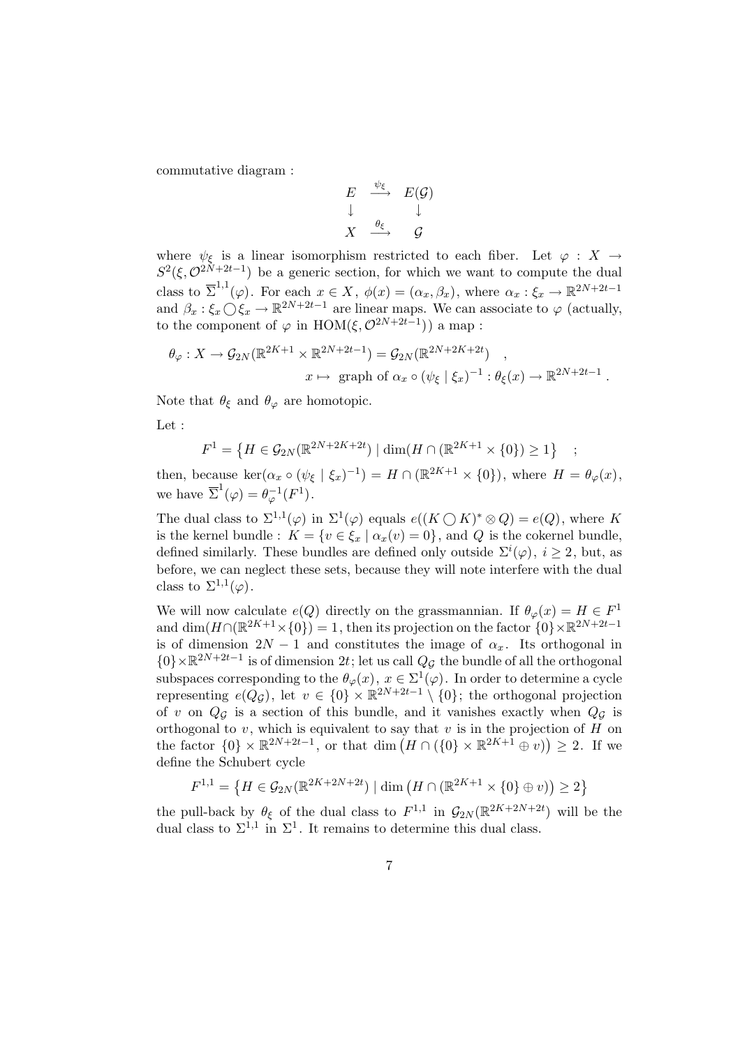commutative diagram :

$$
\begin{array}{ccc}
E & \xrightarrow{\psi_\xi} & E(\mathcal{G}) \\
\downarrow & & \downarrow \\
X & \xrightarrow{\theta_\xi} & \mathcal{G}
\end{array}
$$

where $\psi_\xi$ is a linear isomorphism restricted to each fiber. Let $\varphi : X \to S^2(\xi, \mathcal{O}^{2N+2t-1})$ be a generic section, for which we want to compute the dual class to $\overline{\Sigma}^{1,1}(\varphi)$. For each $x \in X$, $\phi(x) = (\alpha_x, \beta_x)$, where $\alpha_x : \xi_x \to \mathbb{R}^{2N+2t-1}$ and $\beta_x : \xi_x \bigcirc \xi_x \to \mathbb{R}^{2N+2t-1}$ are linear maps. We can associate to $\varphi$ (actually, to the component of $\varphi$ in $\mathrm{HOM}(\xi, \mathcal{O}^{2N+2t-1})$) a map :

$$
\theta_\varphi : X \to \mathcal{G}_{2N}(\mathbb{R}^{2K+1} \times \mathbb{R}^{2N+2t-1}) = \mathcal{G}_{2N}(\mathbb{R}^{2N+2K+2t}) \quad ,
$$
$$
x \mapsto \text{ graph of } \alpha_x \circ (\psi_\xi \mid \xi_x)^{-1} : \theta_\xi(x) \to \mathbb{R}^{2N+2t-1} .
$$

Note that $\theta_\xi$ and $\theta_\varphi$ are homotopic.

Let :

$$
F^1 = \left\{ H \in \mathcal{G}_{2N}(\mathbb{R}^{2N+2K+2t}) \mid \dim(H \cap (\mathbb{R}^{2K+1} \times \{0\}) \geq 1 \right\} \quad ;
$$

then, because $\ker(\alpha_x \circ (\psi_\xi \mid \xi_x)^{-1}) = H \cap (\mathbb{R}^{2K+1} \times \{0\})$, where $H = \theta_\varphi(x)$, we have $\overline{\Sigma}^1(\varphi) = \theta_\varphi^{-1}(F^1)$.

The dual class to $\Sigma^{1,1}(\varphi)$ in $\Sigma^1(\varphi)$ equals $e((K \bigcirc K)^* \otimes Q) = e(Q)$, where $K$ is the kernel bundle : $K = \{ v \in \xi_x \mid \alpha_x(v) = 0\}$, and $Q$ is the cokernel bundle, defined similarly. These bundles are defined only outside $\Sigma^i(\varphi)$, $i \geq 2$, but, as before, we can neglect these sets, because they will note interfere with the dual class to $\Sigma^{1,1}(\varphi)$.

We will now calculate $e(Q)$ directly on the grassmannian. If $\theta_\varphi(x) = H \in F^1$ and $\dim(H \cap (\mathbb{R}^{2K+1} \times \{0\}) = 1$, then its projection on the factor $\{0\} \times \mathbb{R}^{2N+2t-1}$ is of dimension $2N-1$ and constitutes the image of $\alpha_x$. Its orthogonal in $\{0\} \times \mathbb{R}^{2N+2t-1}$ is of dimension $2t$; let us call $Q_\mathcal{G}$ the bundle of all the orthogonal subspaces corresponding to the $\theta_\varphi(x)$, $x \in \Sigma^1(\varphi)$. In order to determine a cycle representing $e(Q_\mathcal{G})$, let $v \in \{0\} \times \mathbb{R}^{2N+2t-1} \setminus \{0\}$; the orthogonal projection of $v$ on $Q_\mathcal{G}$ is a section of this bundle, and it vanishes exactly when $Q_\mathcal{G}$ is orthogonal to $v$, which is equivalent to say that $v$ is in the projection of $H$ on the factor $\{0\} \times \mathbb{R}^{2N+2t-1}$, or that $\dim\left(H \cap (\{0\} \times \mathbb{R}^{2K+1} \oplus v)\right) \geq 2$. If we define the Schubert cycle

$$
F^{1,1} = \left\{ H \in \mathcal{G}_{2N}(\mathbb{R}^{2K+2N+2t}) \mid \dim\left(H \cap (\mathbb{R}^{2K+1} \times \{0\} \oplus v)\right) \geq 2 \right\}
$$

the pull-back by $\theta_\xi$ of the dual class to $F^{1,1}$ in $\mathcal{G}_{2N}(\mathbb{R}^{2K+2N+2t})$ will be the dual class to $\Sigma^{1,1}$ in $\Sigma^1$. It remains to determine this dual class.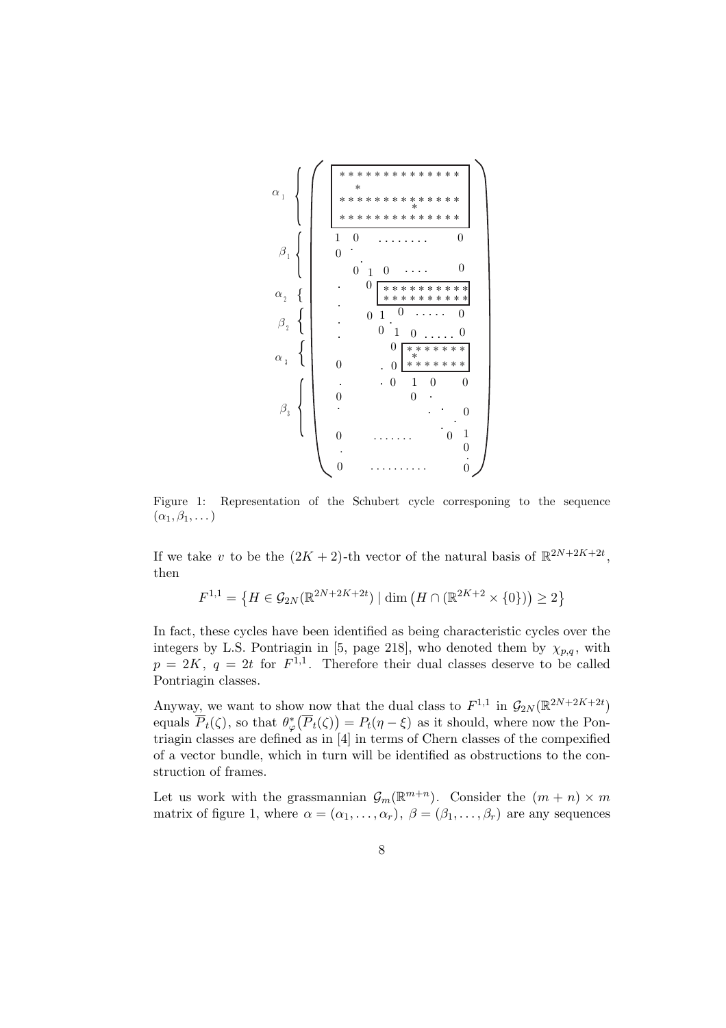Figure 1: Representation of the Schubert cycle corresponing to the sequence $(\alpha_1, \beta_1, \dots)$

If we take $v$ to be the $(2K+2)$-th vector of the natural basis of $\mathbb{R}^{2N+2K+2t}$, then

$$F^{1,1} = \left\{ H \in \mathcal{G}_{2N}(\mathbb{R}^{2N+2K+2t}) \mid \dim\left(H \cap (\mathbb{R}^{2K+2} \times \{0\})\right) \geq 2 \right\}$$

In fact, these cycles have been identified as being characteristic cycles over the integers by L.S. Pontriagin in [5, page 218], who denoted them by $\chi_{p,q}$, with $p = 2K$, $q = 2t$ for $F^{1,1}$. Therefore their dual classes deserve to be called Pontriagin classes.

Anyway, we want to show now that the dual class to $F^{1,1}$ in $\mathcal{G}_{2N}(\mathbb{R}^{2N+2K+2t})$ equals $\overline{P}_t(\zeta)$, so that $\theta_\varphi^*\big(\overline{P}_t(\zeta)\big) = P_t(\eta - \xi)$ as it should, where now the Pontriagin classes are defined as in [4] in terms of Chern classes of the compexified of a vector bundle, which in turn will be identified as obstructions to the construction of frames.

Let us work with the grassmannian $\mathcal{G}_m(\mathbb{R}^{m+n})$. Consider the $(m+n) \times m$ matrix of figure 1, where $\alpha = (\alpha_1, \dots, \alpha_r)$, $\beta = (\beta_1, \dots, \beta_r)$ are any sequences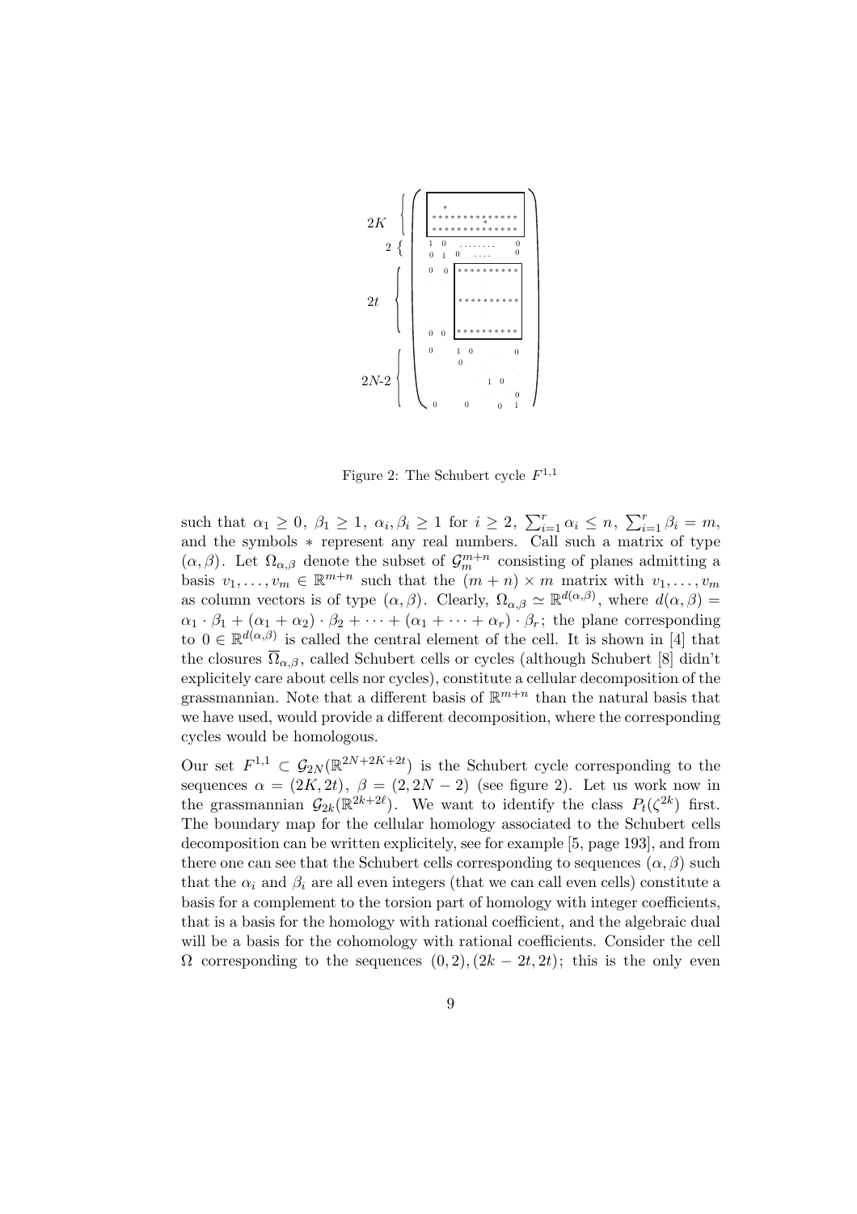Figure 2: The Schubert cycle $F^{1,1}$

such that $\alpha_1 \geq 0$, $\beta_1 \geq 1$, $\alpha_i, \beta_i \geq 1$ for $i \geq 2$, $\sum_{i=1}^r \alpha_i \leq n$, $\sum_{i=1}^r \beta_i = m$, and the symbols $*$ represent any real numbers. Call such a matrix of type $(\alpha, \beta)$. Let $\Omega_{\alpha,\beta}$ denote the subset of $\mathcal{G}_m^{m+n}$ consisting of planes admitting a basis $v_1, \ldots, v_m \in \mathbb{R}^{m+n}$ such that the $(m+n) \times m$ matrix with $v_1, \ldots, v_m$ as column vectors is of type $(\alpha, \beta)$. Clearly, $\Omega_{\alpha,\beta} \simeq \mathbb{R}^{d(\alpha,\beta)}$, where $d(\alpha, \beta) = \alpha_1 \cdot \beta_1 + (\alpha_1 + \alpha_2) \cdot \beta_2 + \cdots + (\alpha_1 + \cdots + \alpha_r) \cdot \beta_r$; the plane corresponding to $0 \in \mathbb{R}^{d(\alpha,\beta)}$ is called the central element of the cell. It is shown in [4] that the closures $\overline{\Omega}_{\alpha,\beta}$, called Schubert cells or cycles (although Schubert [8] didn't explicitely care about cells nor cycles), constitute a cellular decomposition of the grassmannian. Note that a different basis of $\mathbb{R}^{m+n}$ than the natural basis that we have used, would provide a different decomposition, where the corresponding cycles would be homologous.

Our set $F^{1,1} \subset \mathcal{G}_{2N}(\mathbb{R}^{2N+2K+2t})$ is the Schubert cycle corresponding to the sequences $\alpha = (2K, 2t)$, $\beta = (2, 2N-2)$ (see figure 2). Let us work now in the grassmannian $\mathcal{G}_{2k}(\mathbb{R}^{2k+2\ell})$. We want to identify the class $P_t(\zeta^{2k})$ first. The boundary map for the cellular homology associated to the Schubert cells decomposition can be written explicitely, see for example [5, page 193], and from there one can see that the Schubert cells corresponding to sequences $(\alpha, \beta)$ such that the $\alpha_i$ and $\beta_i$ are all even integers (that we can call even cells) constitute a basis for a complement to the torsion part of homology with integer coefficients, that is a basis for the homology with rational coefficient, and the algebraic dual will be a basis for the cohomology with rational coefficients. Consider the cell $\Omega$ corresponding to the sequences $(0, 2), (2k - 2t, 2t)$; this is the only even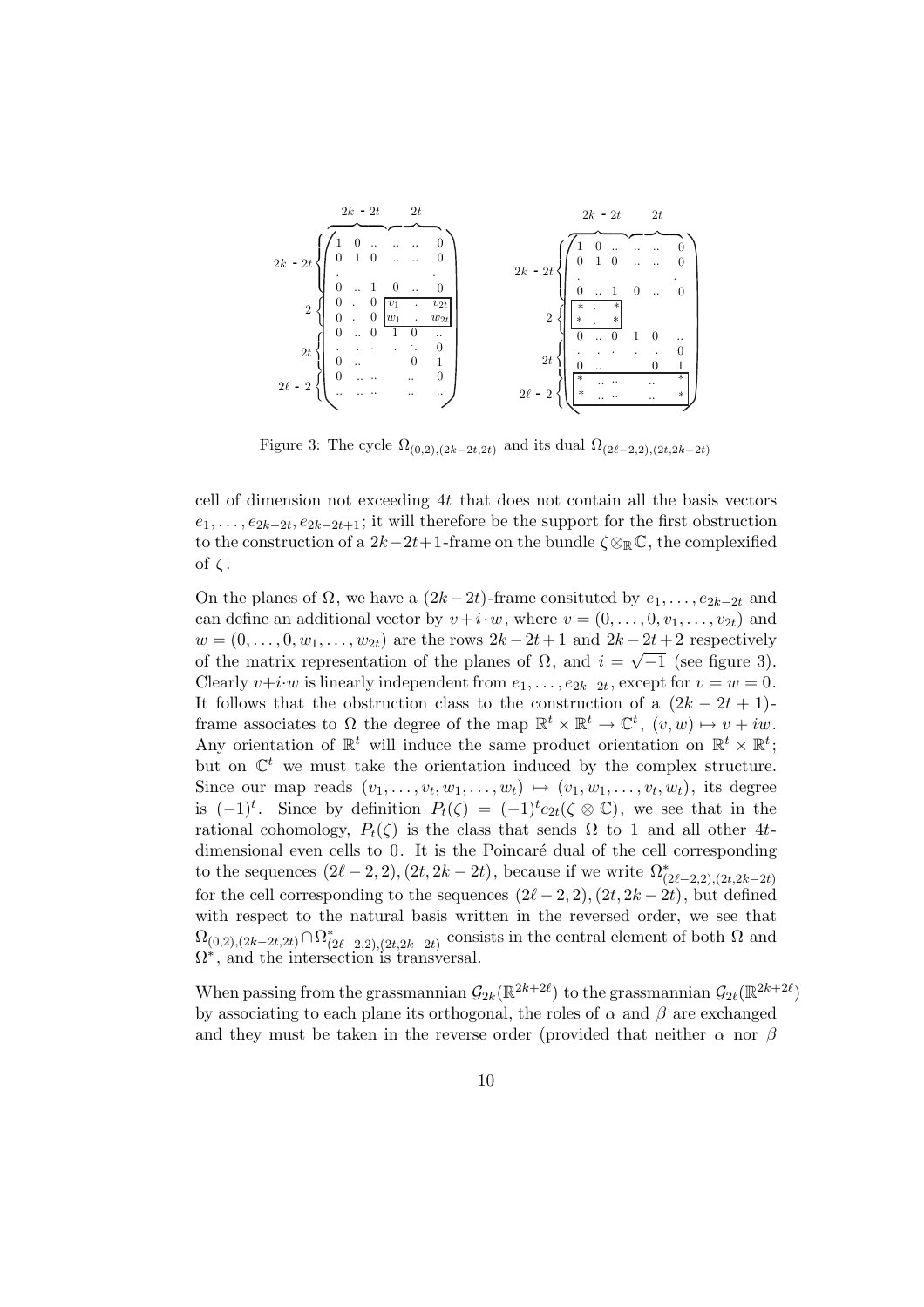Figure 3: The cycle $\Omega_{(0,2),(2k-2t,2t)}$ and its dual $\Omega_{(2\ell-2,2),(2t,2k-2t)}$

cell of dimension not exceeding $4t$ that does not contain all the basis vectors $e_1, \ldots, e_{2k-2t}, e_{2k-2t+1}$; it will therefore be the support for the first obstruction to the construction of a $2k-2t+1$-frame on the bundle $\zeta \otimes_{\mathbb{R}} \mathbb{C}$, the complexified of $\zeta$.

On the planes of $\Omega$, we have a $(2k-2t)$-frame consituted by $e_1, \ldots, e_{2k-2t}$ and can define an additional vector by $v + i \cdot w$, where $v = (0, \ldots, 0, v_1, \ldots, v_{2t})$ and $w = (0, \ldots, 0, w_1, \ldots, w_{2t})$ are the rows $2k-2t+1$ and $2k-2t+2$ respectively of the matrix representation of the planes of $\Omega$, and $i = \sqrt{-1}$ (see figure 3). Clearly $v + i \cdot w$ is linearly independent from $e_1, \ldots, e_{2k-2t}$, except for $v = w = 0$. It follows that the obstruction class to the construction of a $(2k-2t+1)$-frame associates to $\Omega$ the degree of the map $\mathbb{R}^t \times \mathbb{R}^t \to \mathbb{C}^t$, $(v, w) \mapsto v + iw$. Any orientation of $\mathbb{R}^t$ will induce the same product orientation on $\mathbb{R}^t \times \mathbb{R}^t$; but on $\mathbb{C}^t$ we must take the orientation induced by the complex structure. Since our map reads $(v_1, \ldots, v_t, w_1, \ldots, w_t) \mapsto (v_1, w_1, \ldots, v_t, w_t)$, its degree is $(-1)^t$. Since by definition $P_t(\zeta) = (-1)^t c_{2t}(\zeta \otimes \mathbb{C})$, we see that in the rational cohomology, $P_t(\zeta)$ is the class that sends $\Omega$ to 1 and all other $4t$-dimensional even cells to 0. It is the Poincaré dual of the cell corresponding to the sequences $(2\ell-2, 2), (2t, 2k-2t)$, because if we write $\Omega^*_{(2\ell-2,2),(2t,2k-2t)}$ for the cell corresponding to the sequences $(2\ell-2, 2), (2t, 2k-2t)$, but defined with respect to the natural basis written in the reversed order, we see that $\Omega_{(0,2),(2k-2t,2t)} \cap \Omega^*_{(2\ell-2,2),(2t,2k-2t)}$ consists in the central element of both $\Omega$ and $\Omega^*$, and the intersection is transversal.

When passing from the grassmannian $\mathcal{G}_{2k}(\mathbb{R}^{2k+2\ell})$ to the grassmannian $\mathcal{G}_{2\ell}(\mathbb{R}^{2k+2\ell})$ by associating to each plane its orthogonal, the roles of $\alpha$ and $\beta$ are exchanged and they must be taken in the reverse order (provided that neither $\alpha$ nor $\beta$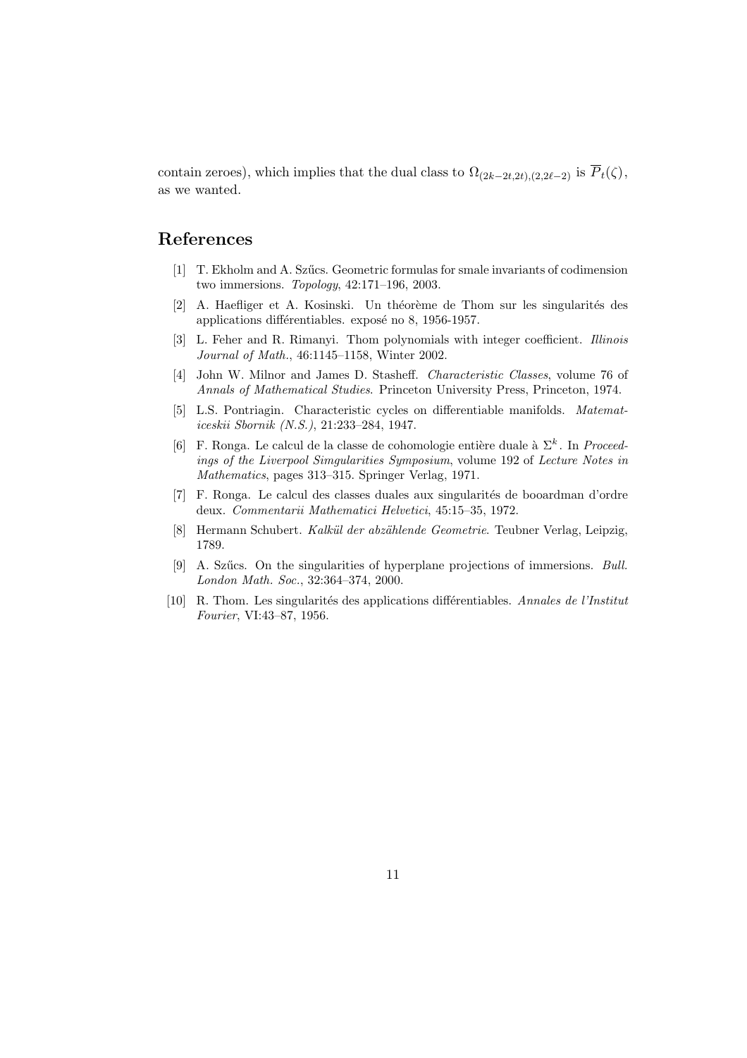contain zeroes), which implies that the dual class to $\Omega_{(2k-2t,2t),(2,2\ell-2)}$ is $\overline{P}_t(\zeta)$, as we wanted.

## References

[1] T. Ekholm and A. Szűcs. Geometric formulas for smale invariants of codimension two immersions. *Topology*, 42:171–196, 2003.

[2] A. Haefliger et A. Kosinski. Un théorème de Thom sur les singularités des applications différentiables. exposé no 8, 1956-1957.

[3] L. Feher and R. Rimanyi. Thom polynomials with integer coefficient. *Illinois Journal of Math.*, 46:1145–1158, Winter 2002.

[4] John W. Milnor and James D. Stasheff. *Characteristic Classes*, volume 76 of *Annals of Mathematical Studies*. Princeton University Press, Princeton, 1974.

[5] L.S. Pontriagin. Characteristic cycles on differentiable manifolds. *Matematiceskii Sbornik (N.S.)*, 21:233–284, 1947.

[6] F. Ronga. Le calcul de la classe de cohomologie entière duale à $\Sigma^k$. In *Proceedings of the Liverpool Simgularities Symposium*, volume 192 of *Lecture Notes in Mathematics*, pages 313–315. Springer Verlag, 1971.

[7] F. Ronga. Le calcul des classes duales aux singularités de booardman d'ordre deux. *Commentarii Mathematici Helvetici*, 45:15–35, 1972.

[8] Hermann Schubert. *Kalkül der abzählende Geometrie*. Teubner Verlag, Leipzig, 1789.

[9] A. Szűcs. On the singularities of hyperplane projections of immersions. *Bull. London Math. Soc.*, 32:364–374, 2000.

[10] R. Thom. Les singularités des applications différentiables. *Annales de l'Institut Fourier*, VI:43–87, 1956.